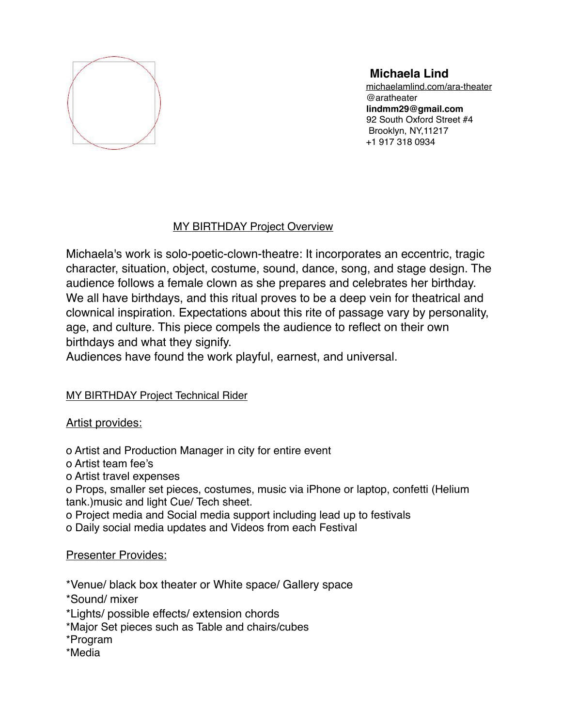**Michaela Lind**
michaelamlind.com/ara-theater
@aratheater
**lindmm29@gmail.com**
92 South Oxford Street #4
Brooklyn, NY,11217
+1 917 318 0934

## MY BIRTHDAY Project Overview

Michaela's work is solo-poetic-clown-theatre: It incorporates an eccentric, tragic character, situation, object, costume, sound, dance, song, and stage design. The audience follows a female clown as she prepares and celebrates her birthday. We all have birthdays, and this ritual proves to be a deep vein for theatrical and clownical inspiration. Expectations about this rite of passage vary by personality, age, and culture. This piece compels the audience to reflect on their own birthdays and what they signify.
Audiences have found the work playful, earnest, and universal.

## MY BIRTHDAY Project Technical Rider

### Artist provides:

o Artist and Production Manager in city for entire event
o Artist team fee's
o Artist travel expenses
o Props, smaller set pieces, costumes, music via iPhone or laptop, confetti (Helium tank.)music and light Cue/ Tech sheet.
o Project media and Social media support including lead up to festivals
o Daily social media updates and Videos from each Festival

### Presenter Provides:

*Venue/ black box theater or White space/ Gallery space
*Sound/ mixer
*Lights/ possible effects/ extension chords
*Major Set pieces such as Table and chairs/cubes
*Program
*Media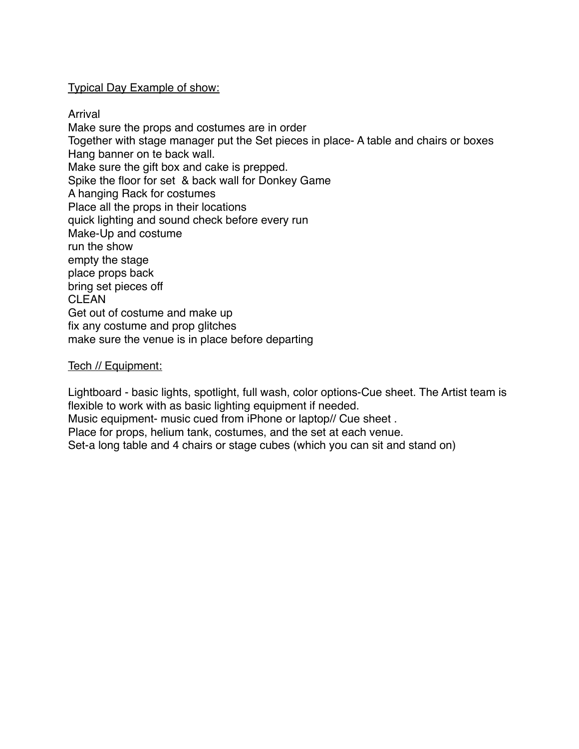<u>Typical Day Example of show:</u>

Arrival
Make sure the props and costumes are in order
Together with stage manager put the Set pieces in place- A table and chairs or boxes
Hang banner on te back wall.
Make sure the gift box and cake is prepped.
Spike the floor for set  & back wall for Donkey Game
A hanging Rack for costumes
Place all the props in their locations
quick lighting and sound check before every run
Make-Up and costume
run the show
empty the stage
place props back
bring set pieces off
CLEAN
Get out of costume and make up
fix any costume and prop glitches
make sure the venue is in place before departing

<u>Tech // Equipment:</u>

Lightboard - basic lights, spotlight, full wash, color options-Cue sheet. The Artist team is flexible to work with as basic lighting equipment if needed.
Music equipment- music cued from iPhone or laptop// Cue sheet .
Place for props, helium tank, costumes, and the set at each venue.
Set-a long table and 4 chairs or stage cubes (which you can sit and stand on)